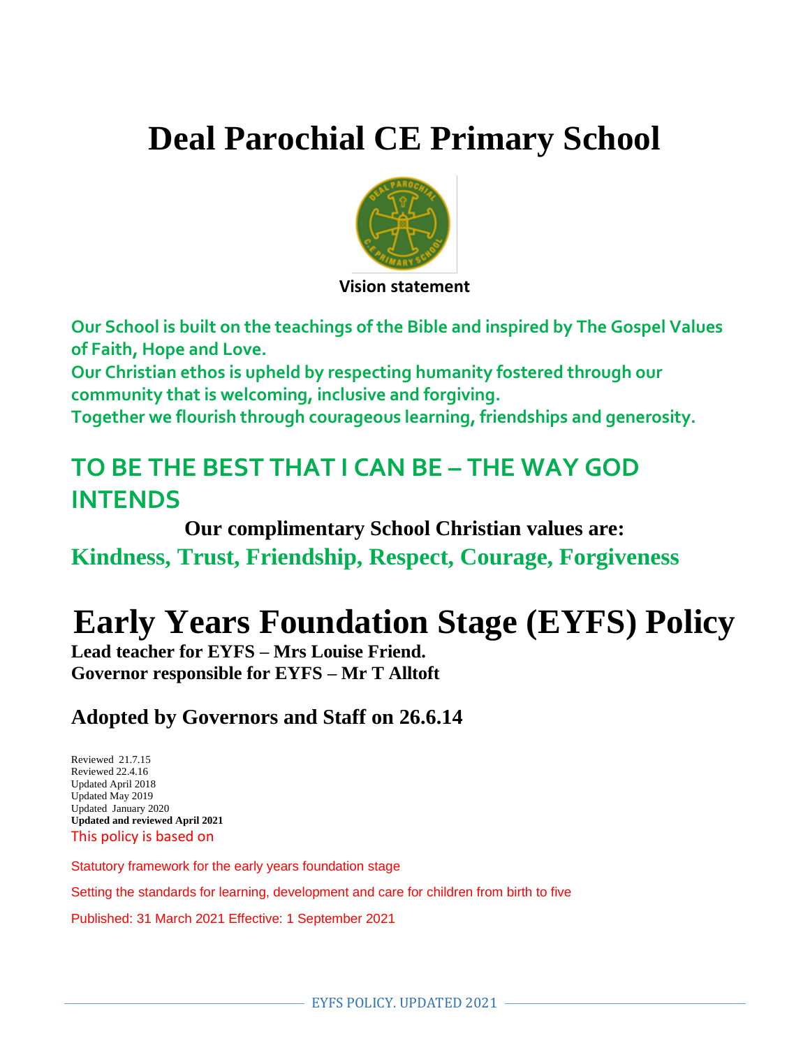# Deal Parochial CE Primary School

**Vision statement**

**Our School is built on the teachings of the Bible and inspired by The Gospel Values of Faith, Hope and Love.**
**Our Christian ethos is upheld by respecting humanity fostered through our community that is welcoming, inclusive and forgiving.**
**Together we flourish through courageous learning, friendships and generosity.**

## TO BE THE BEST THAT I CAN BE – THE WAY GOD INTENDS

**Our complimentary School Christian values are:**

**Kindness, Trust, Friendship, Respect, Courage, Forgiveness**

# Early Years Foundation Stage (EYFS) Policy

**Lead teacher for EYFS – Mrs Louise Friend.**
**Governor responsible for EYFS – Mr T Alltoft**

## Adopted by Governors and Staff on 26.6.14

Reviewed 21.7.15
Reviewed 22.4.16
Updated April 2018
Updated May 2019
Updated January 2020
**Updated and reviewed April 2021**

This policy is based on

Statutory framework for the early years foundation stage

Setting the standards for learning, development and care for children from birth to five

Published: 31 March 2021 Effective: 1 September 2021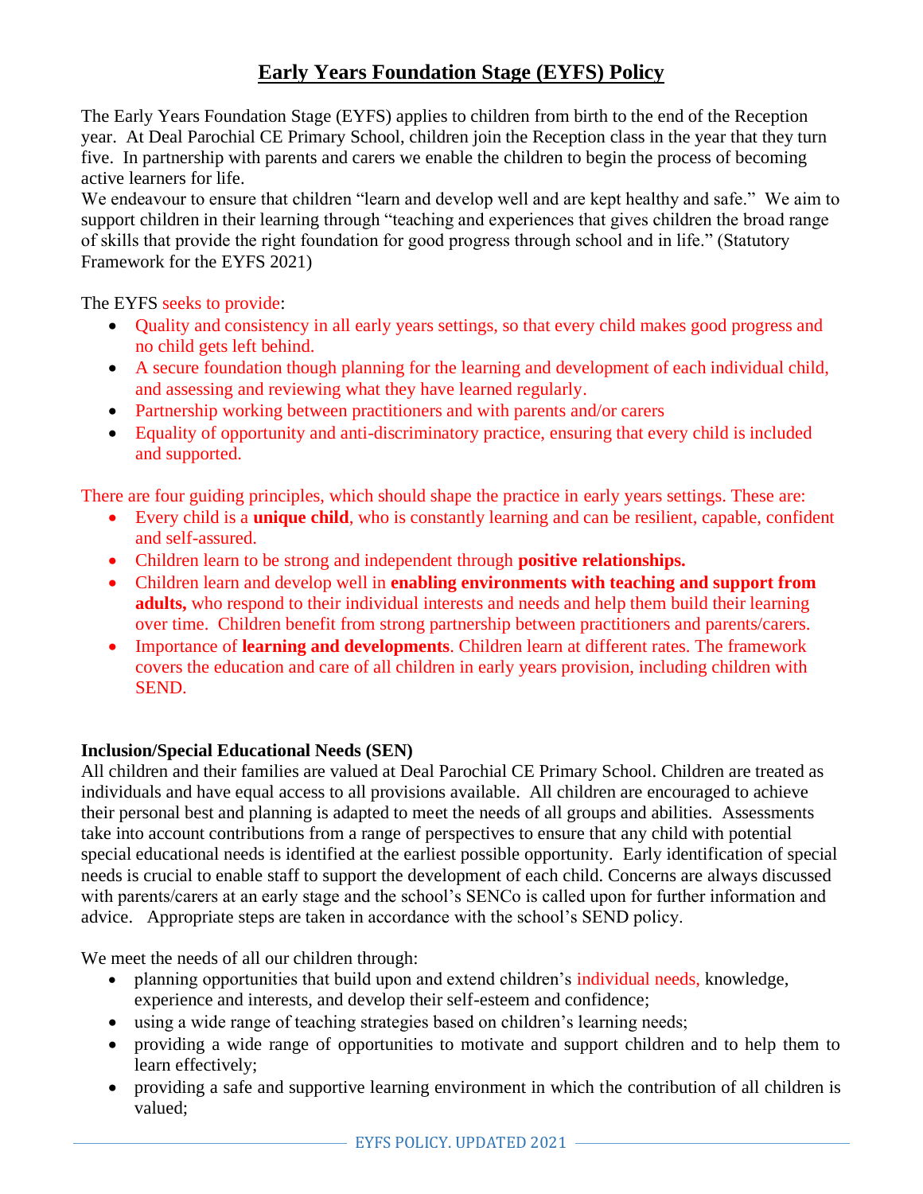# Early Years Foundation Stage (EYFS) Policy

The Early Years Foundation Stage (EYFS) applies to children from birth to the end of the Reception year. At Deal Parochial CE Primary School, children join the Reception class in the year that they turn five. In partnership with parents and carers we enable the children to begin the process of becoming active learners for life.

We endeavour to ensure that children "learn and develop well and are kept healthy and safe." We aim to support children in their learning through "teaching and experiences that gives children the broad range of skills that provide the right foundation for good progress through school and in life." (Statutory Framework for the EYFS 2021)

The EYFS seeks to provide:

- Quality and consistency in all early years settings, so that every child makes good progress and no child gets left behind.
- A secure foundation though planning for the learning and development of each individual child, and assessing and reviewing what they have learned regularly.
- Partnership working between practitioners and with parents and/or carers
- Equality of opportunity and anti-discriminatory practice, ensuring that every child is included and supported.

There are four guiding principles, which should shape the practice in early years settings. These are:

- Every child is a **unique child**, who is constantly learning and can be resilient, capable, confident and self-assured.
- Children learn to be strong and independent through **positive relationships.**
- Children learn and develop well in **enabling environments with teaching and support from adults,** who respond to their individual interests and needs and help them build their learning over time. Children benefit from strong partnership between practitioners and parents/carers.
- Importance of **learning and developments**. Children learn at different rates. The framework covers the education and care of all children in early years provision, including children with SEND.

**Inclusion/Special Educational Needs (SEN)**

All children and their families are valued at Deal Parochial CE Primary School. Children are treated as individuals and have equal access to all provisions available. All children are encouraged to achieve their personal best and planning is adapted to meet the needs of all groups and abilities. Assessments take into account contributions from a range of perspectives to ensure that any child with potential special educational needs is identified at the earliest possible opportunity. Early identification of special needs is crucial to enable staff to support the development of each child. Concerns are always discussed with parents/carers at an early stage and the school's SENCo is called upon for further information and advice. Appropriate steps are taken in accordance with the school's SEND policy.

We meet the needs of all our children through:

- planning opportunities that build upon and extend children's individual needs, knowledge, experience and interests, and develop their self-esteem and confidence;
- using a wide range of teaching strategies based on children's learning needs;
- providing a wide range of opportunities to motivate and support children and to help them to learn effectively;
- providing a safe and supportive learning environment in which the contribution of all children is valued;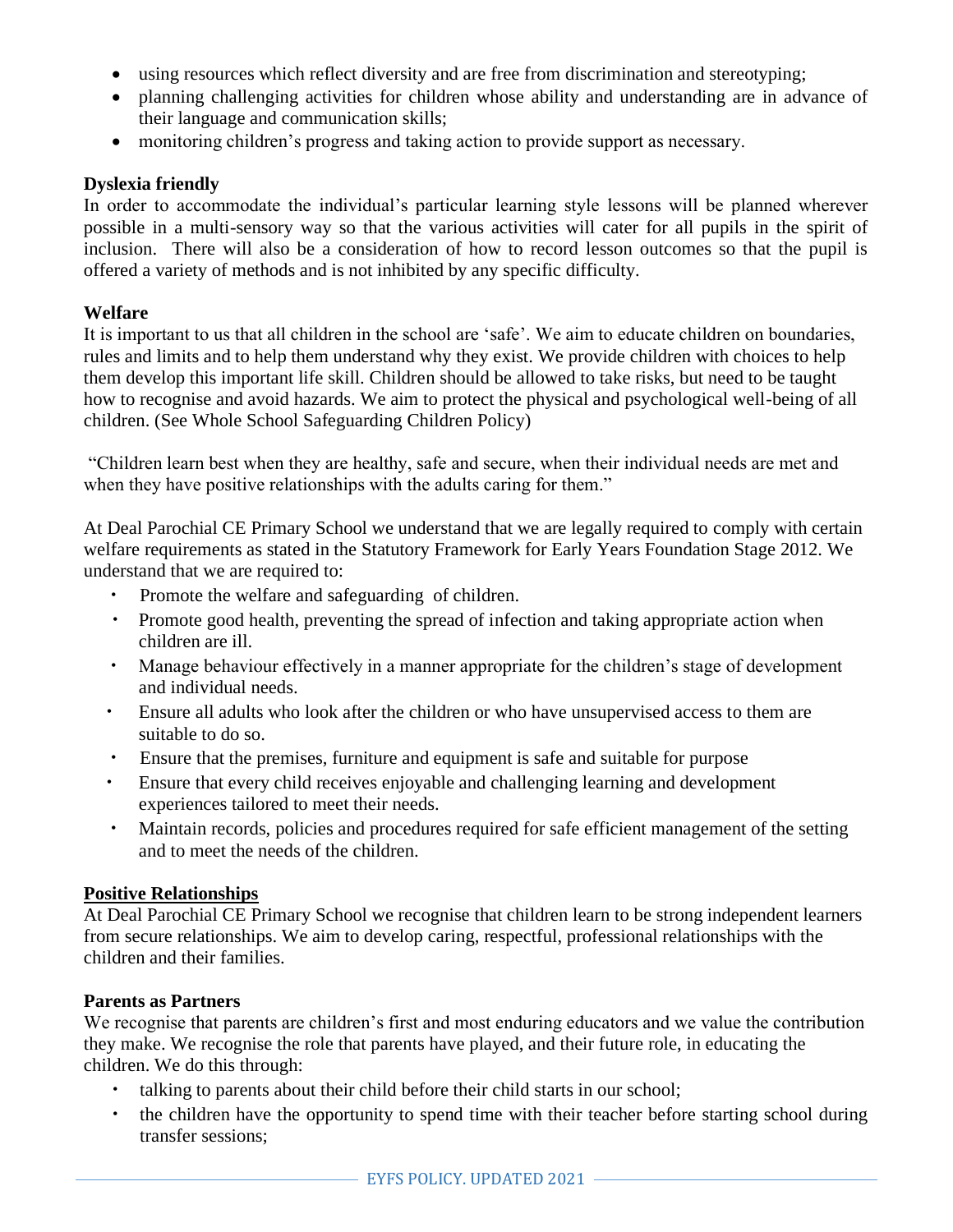- using resources which reflect diversity and are free from discrimination and stereotyping;
- planning challenging activities for children whose ability and understanding are in advance of their language and communication skills;
- monitoring children's progress and taking action to provide support as necessary.

**Dyslexia friendly**

In order to accommodate the individual's particular learning style lessons will be planned wherever possible in a multi-sensory way so that the various activities will cater for all pupils in the spirit of inclusion. There will also be a consideration of how to record lesson outcomes so that the pupil is offered a variety of methods and is not inhibited by any specific difficulty.

**Welfare**

It is important to us that all children in the school are 'safe'. We aim to educate children on boundaries, rules and limits and to help them understand why they exist. We provide children with choices to help them develop this important life skill. Children should be allowed to take risks, but need to be taught how to recognise and avoid hazards. We aim to protect the physical and psychological well-being of all children. (See Whole School Safeguarding Children Policy)

"Children learn best when they are healthy, safe and secure, when their individual needs are met and when they have positive relationships with the adults caring for them."

At Deal Parochial CE Primary School we understand that we are legally required to comply with certain welfare requirements as stated in the Statutory Framework for Early Years Foundation Stage 2012. We understand that we are required to:

- Promote the welfare and safeguarding of children.
- Promote good health, preventing the spread of infection and taking appropriate action when children are ill.
- Manage behaviour effectively in a manner appropriate for the children's stage of development and individual needs.
- Ensure all adults who look after the children or who have unsupervised access to them are suitable to do so.
- Ensure that the premises, furniture and equipment is safe and suitable for purpose
- Ensure that every child receives enjoyable and challenging learning and development experiences tailored to meet their needs.
- Maintain records, policies and procedures required for safe efficient management of the setting and to meet the needs of the children.

**Positive Relationships**

At Deal Parochial CE Primary School we recognise that children learn to be strong independent learners from secure relationships. We aim to develop caring, respectful, professional relationships with the children and their families.

**Parents as Partners**

We recognise that parents are children's first and most enduring educators and we value the contribution they make. We recognise the role that parents have played, and their future role, in educating the children. We do this through:

- talking to parents about their child before their child starts in our school;
- the children have the opportunity to spend time with their teacher before starting school during transfer sessions;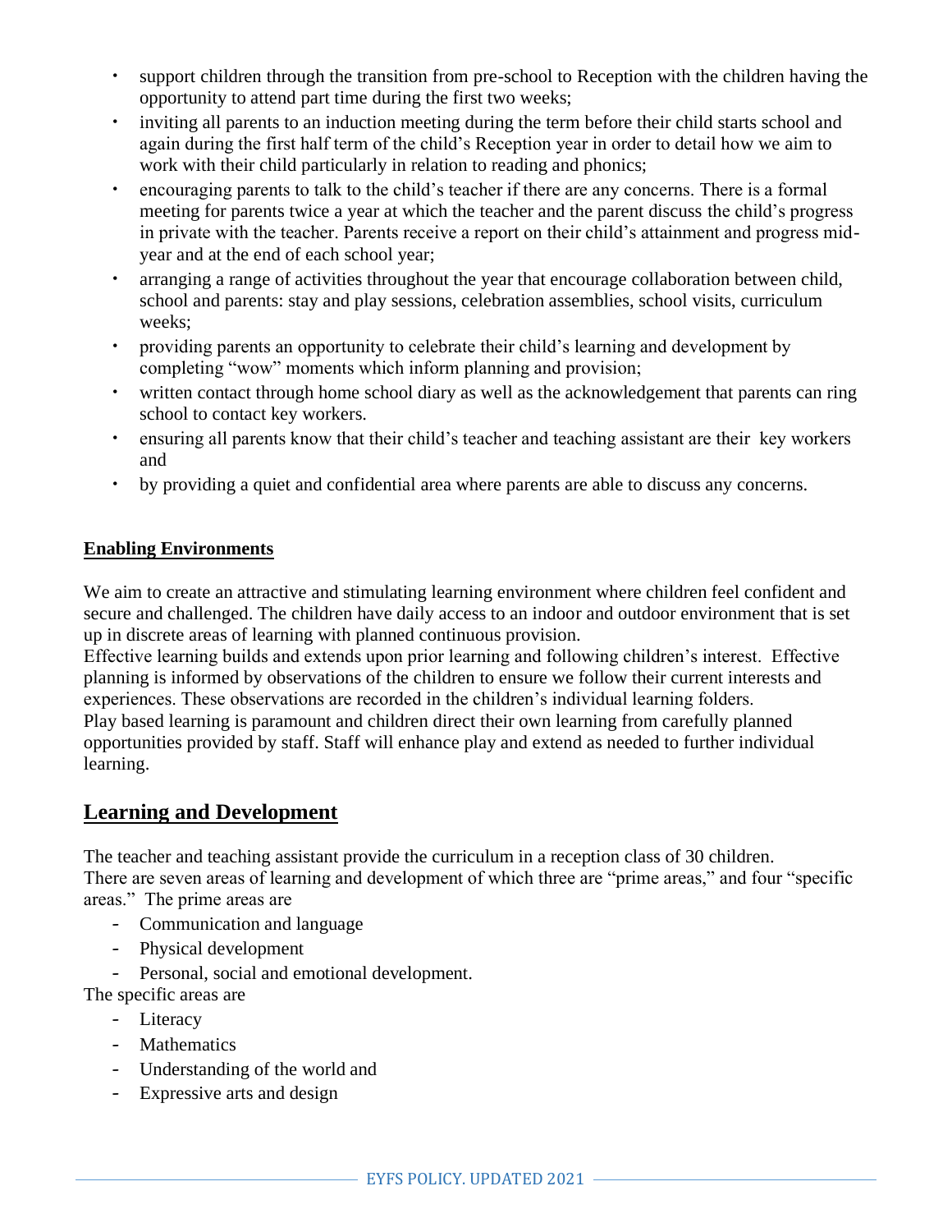- support children through the transition from pre-school to Reception with the children having the opportunity to attend part time during the first two weeks;
- inviting all parents to an induction meeting during the term before their child starts school and again during the first half term of the child's Reception year in order to detail how we aim to work with their child particularly in relation to reading and phonics;
- encouraging parents to talk to the child's teacher if there are any concerns. There is a formal meeting for parents twice a year at which the teacher and the parent discuss the child's progress in private with the teacher. Parents receive a report on their child's attainment and progress mid-year and at the end of each school year;
- arranging a range of activities throughout the year that encourage collaboration between child, school and parents: stay and play sessions, celebration assemblies, school visits, curriculum weeks;
- providing parents an opportunity to celebrate their child's learning and development by completing "wow" moments which inform planning and provision;
- written contact through home school diary as well as the acknowledgement that parents can ring school to contact key workers.
- ensuring all parents know that their child's teacher and teaching assistant are their key workers and
- by providing a quiet and confidential area where parents are able to discuss any concerns.

**Enabling Environments**

We aim to create an attractive and stimulating learning environment where children feel confident and secure and challenged. The children have daily access to an indoor and outdoor environment that is set up in discrete areas of learning with planned continuous provision.
Effective learning builds and extends upon prior learning and following children's interest. Effective planning is informed by observations of the children to ensure we follow their current interests and experiences. These observations are recorded in the children's individual learning folders.
Play based learning is paramount and children direct their own learning from carefully planned opportunities provided by staff. Staff will enhance play and extend as needed to further individual learning.

## Learning and Development

The teacher and teaching assistant provide the curriculum in a reception class of 30 children.
There are seven areas of learning and development of which three are "prime areas," and four "specific areas." The prime areas are

- Communication and language
- Physical development
- Personal, social and emotional development.

The specific areas are

- Literacy
- Mathematics
- Understanding of the world and
- Expressive arts and design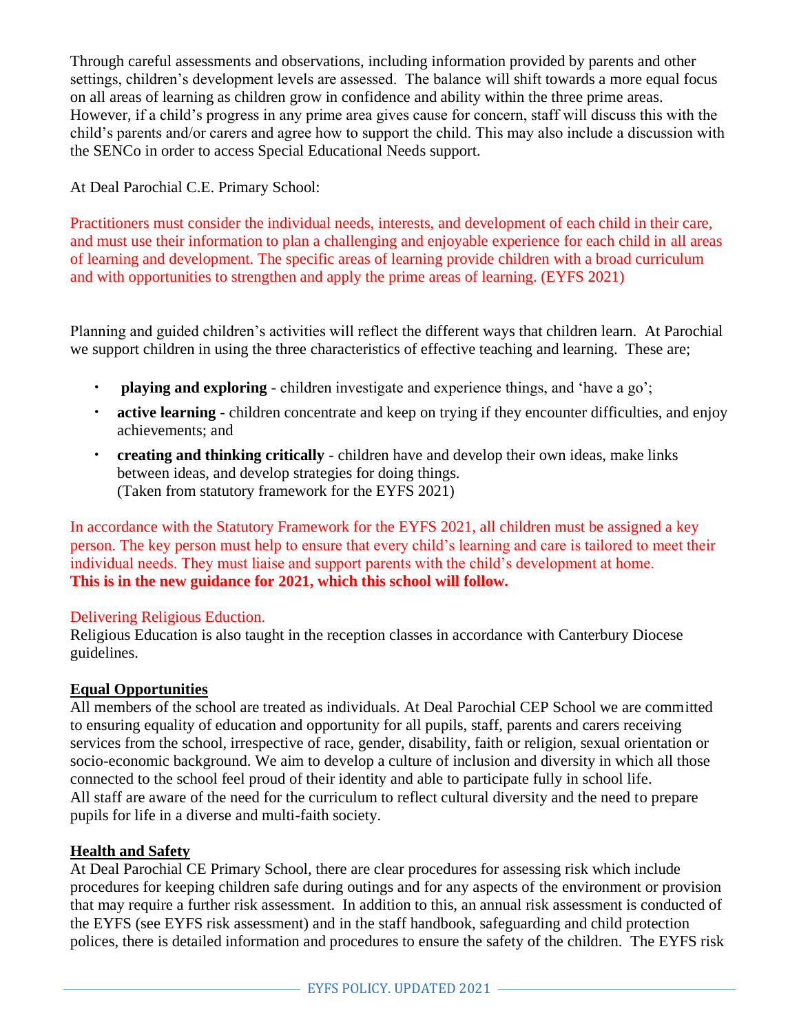Through careful assessments and observations, including information provided by parents and other settings, children's development levels are assessed. The balance will shift towards a more equal focus on all areas of learning as children grow in confidence and ability within the three prime areas. However, if a child's progress in any prime area gives cause for concern, staff will discuss this with the child's parents and/or carers and agree how to support the child. This may also include a discussion with the SENCo in order to access Special Educational Needs support.

At Deal Parochial C.E. Primary School:

Practitioners must consider the individual needs, interests, and development of each child in their care, and must use their information to plan a challenging and enjoyable experience for each child in all areas of learning and development. The specific areas of learning provide children with a broad curriculum and with opportunities to strengthen and apply the prime areas of learning. (EYFS 2021)

Planning and guided children's activities will reflect the different ways that children learn. At Parochial we support children in using the three characteristics of effective teaching and learning. These are;

- **playing and exploring** - children investigate and experience things, and 'have a go';
- **active learning** - children concentrate and keep on trying if they encounter difficulties, and enjoy achievements; and
- **creating and thinking critically** - children have and develop their own ideas, make links between ideas, and develop strategies for doing things.
  (Taken from statutory framework for the EYFS 2021)

In accordance with the Statutory Framework for the EYFS 2021, all children must be assigned a key person. The key person must help to ensure that every child's learning and care is tailored to meet their individual needs. They must liaise and support parents with the child's development at home.
**This is in the new guidance for 2021, which this school will follow.**

Delivering Religious Eduction.
Religious Education is also taught in the reception classes in accordance with Canterbury Diocese guidelines.

**Equal Opportunities**
All members of the school are treated as individuals. At Deal Parochial CEP School we are committed to ensuring equality of education and opportunity for all pupils, staff, parents and carers receiving services from the school, irrespective of race, gender, disability, faith or religion, sexual orientation or socio-economic background. We aim to develop a culture of inclusion and diversity in which all those connected to the school feel proud of their identity and able to participate fully in school life.
All staff are aware of the need for the curriculum to reflect cultural diversity and the need to prepare pupils for life in a diverse and multi-faith society.

**Health and Safety**
At Deal Parochial CE Primary School, there are clear procedures for assessing risk which include procedures for keeping children safe during outings and for any aspects of the environment or provision that may require a further risk assessment. In addition to this, an annual risk assessment is conducted of the EYFS (see EYFS risk assessment) and in the staff handbook, safeguarding and child protection polices, there is detailed information and procedures to ensure the safety of the children. The EYFS risk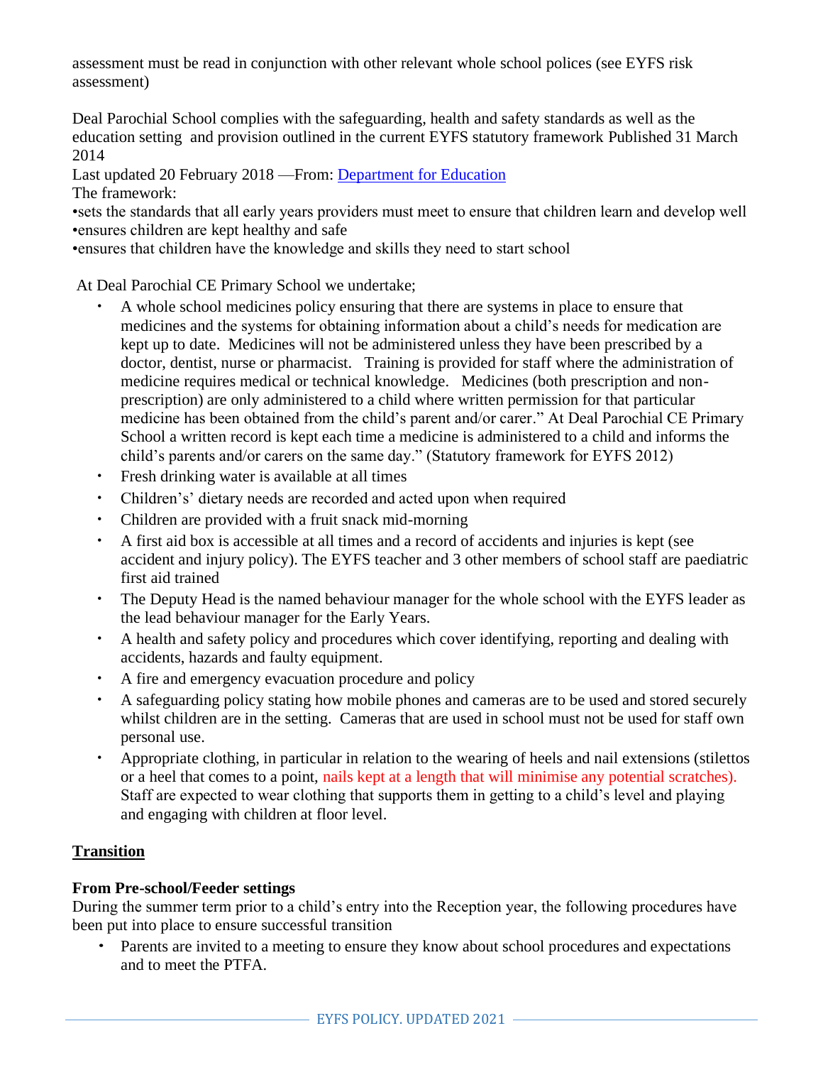assessment must be read in conjunction with other relevant whole school polices (see EYFS risk assessment)

Deal Parochial School complies with the safeguarding, health and safety standards as well as the education setting and provision outlined in the current EYFS statutory framework Published 31 March 2014

Last updated 20 February 2018 —From: [Department for Education](#)

The framework:

•sets the standards that all early years providers must meet to ensure that children learn and develop well

•ensures children are kept healthy and safe

•ensures that children have the knowledge and skills they need to start school

At Deal Parochial CE Primary School we undertake;

- A whole school medicines policy ensuring that there are systems in place to ensure that medicines and the systems for obtaining information about a child's needs for medication are kept up to date. Medicines will not be administered unless they have been prescribed by a doctor, dentist, nurse or pharmacist. Training is provided for staff where the administration of medicine requires medical or technical knowledge. Medicines (both prescription and non-prescription) are only administered to a child where written permission for that particular medicine has been obtained from the child's parent and/or carer." At Deal Parochial CE Primary School a written record is kept each time a medicine is administered to a child and informs the child's parents and/or carers on the same day." (Statutory framework for EYFS 2012)
- Fresh drinking water is available at all times
- Children's' dietary needs are recorded and acted upon when required
- Children are provided with a fruit snack mid-morning
- A first aid box is accessible at all times and a record of accidents and injuries is kept (see accident and injury policy). The EYFS teacher and 3 other members of school staff are paediatric first aid trained
- The Deputy Head is the named behaviour manager for the whole school with the EYFS leader as the lead behaviour manager for the Early Years.
- A health and safety policy and procedures which cover identifying, reporting and dealing with accidents, hazards and faulty equipment.
- A fire and emergency evacuation procedure and policy
- A safeguarding policy stating how mobile phones and cameras are to be used and stored securely whilst children are in the setting. Cameras that are used in school must not be used for staff own personal use.
- Appropriate clothing, in particular in relation to the wearing of heels and nail extensions (stilettos or a heel that comes to a point, nails kept at a length that will minimise any potential scratches). Staff are expected to wear clothing that supports them in getting to a child's level and playing and engaging with children at floor level.

## Transition

### From Pre-school/Feeder settings

During the summer term prior to a child's entry into the Reception year, the following procedures have been put into place to ensure successful transition

- Parents are invited to a meeting to ensure they know about school procedures and expectations and to meet the PTFA.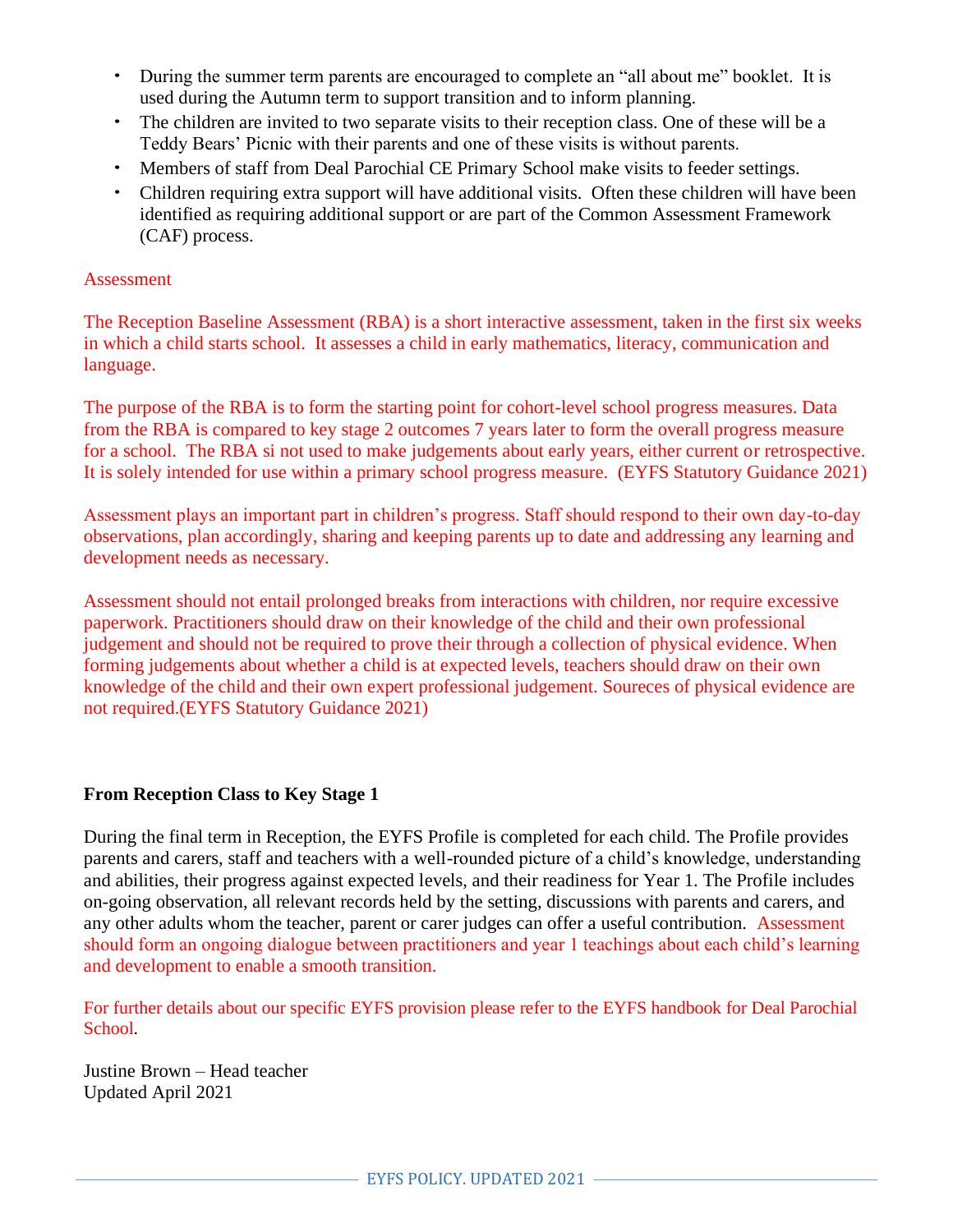- During the summer term parents are encouraged to complete an “all about me” booklet. It is used during the Autumn term to support transition and to inform planning.
- The children are invited to two separate visits to their reception class. One of these will be a Teddy Bears’ Picnic with their parents and one of these visits is without parents.
- Members of staff from Deal Parochial CE Primary School make visits to feeder settings.
- Children requiring extra support will have additional visits. Often these children will have been identified as requiring additional support or are part of the Common Assessment Framework (CAF) process.

Assessment

The Reception Baseline Assessment (RBA) is a short interactive assessment, taken in the first six weeks in which a child starts school. It assesses a child in early mathematics, literacy, communication and language.

The purpose of the RBA is to form the starting point for cohort-level school progress measures. Data from the RBA is compared to key stage 2 outcomes 7 years later to form the overall progress measure for a school. The RBA si not used to make judgements about early years, either current or retrospective. It is solely intended for use within a primary school progress measure. (EYFS Statutory Guidance 2021)

Assessment plays an important part in children’s progress. Staff should respond to their own day-to-day observations, plan accordingly, sharing and keeping parents up to date and addressing any learning and development needs as necessary.

Assessment should not entail prolonged breaks from interactions with children, nor require excessive paperwork. Practitioners should draw on their knowledge of the child and their own professional judgement and should not be required to prove their through a collection of physical evidence. When forming judgements about whether a child is at expected levels, teachers should draw on their own knowledge of the child and their own expert professional judgement. Soureces of physical evidence are not required.(EYFS Statutory Guidance 2021)

**From Reception Class to Key Stage 1**

During the final term in Reception, the EYFS Profile is completed for each child. The Profile provides parents and carers, staff and teachers with a well-rounded picture of a child’s knowledge, understanding and abilities, their progress against expected levels, and their readiness for Year 1. The Profile includes on-going observation, all relevant records held by the setting, discussions with parents and carers, and any other adults whom the teacher, parent or carer judges can offer a useful contribution. Assessment should form an ongoing dialogue between practitioners and year 1 teachings about each child’s learning and development to enable a smooth transition.

For further details about our specific EYFS provision please refer to the EYFS handbook for Deal Parochial School.

Justine Brown – Head teacher
Updated April 2021